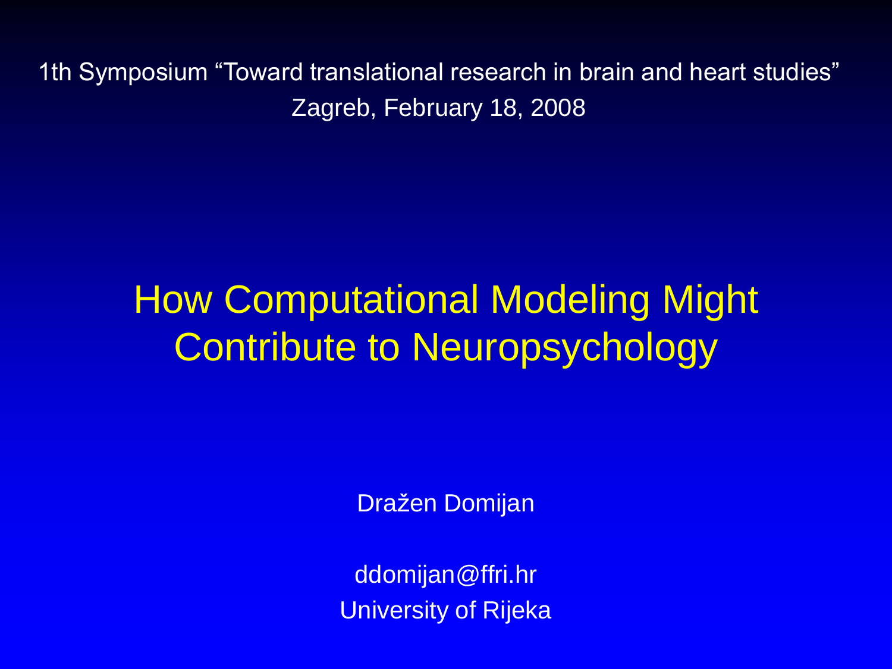1th Symposium “Toward translational research in brain and heart studies”

Zagreb, February 18, 2008

# How Computational Modeling Might Contribute to Neuropsychology

Dražen Domijan

ddomijan@ffri.hr

University of Rijeka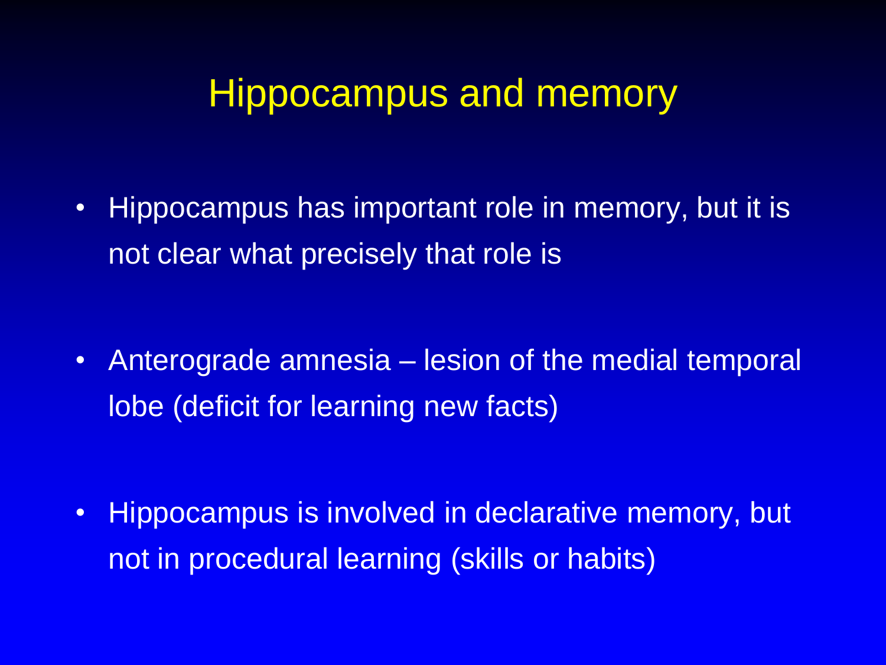# Hippocampus and memory

- Hippocampus has important role in memory, but it is not clear what precisely that role is
- Anterograde amnesia – lesion of the medial temporal lobe (deficit for learning new facts)
- Hippocampus is involved in declarative memory, but not in procedural learning (skills or habits)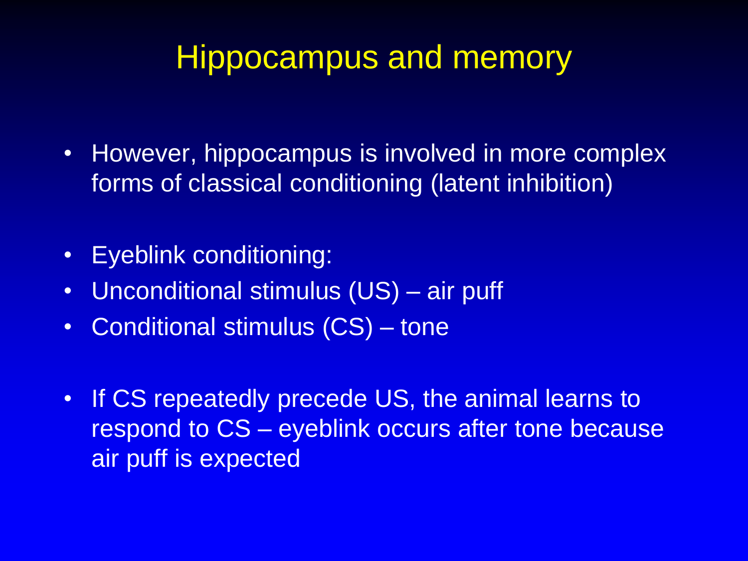# Hippocampus and memory

- However, hippocampus is involved in more complex forms of classical conditioning (latent inhibition)

- Eyeblink conditioning:
- Unconditional stimulus (US) – air puff
- Conditional stimulus (CS) – tone

- If CS repeatedly precede US, the animal learns to respond to CS – eyeblink occurs after tone because air puff is expected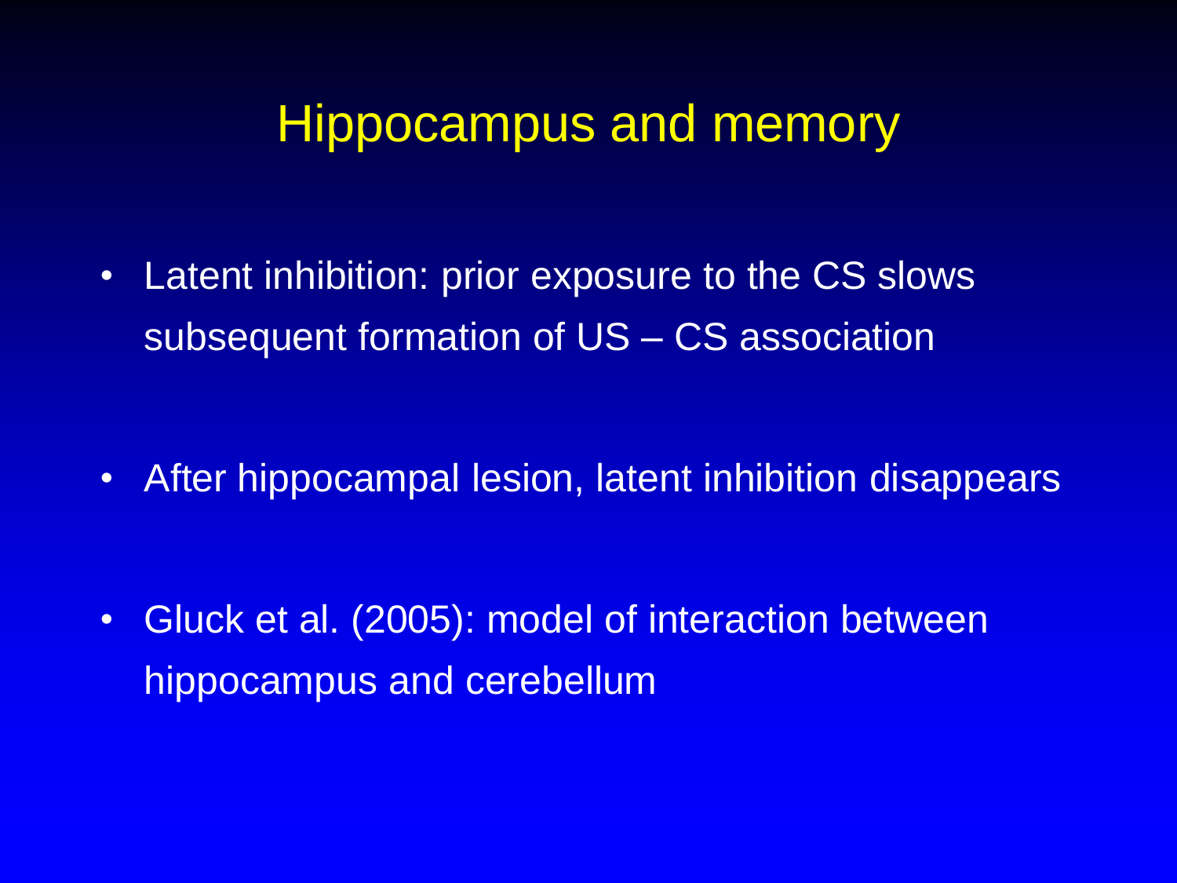# Hippocampus and memory

- Latent inhibition: prior exposure to the CS slows subsequent formation of US – CS association
- After hippocampal lesion, latent inhibition disappears
- Gluck et al. (2005): model of interaction between hippocampus and cerebellum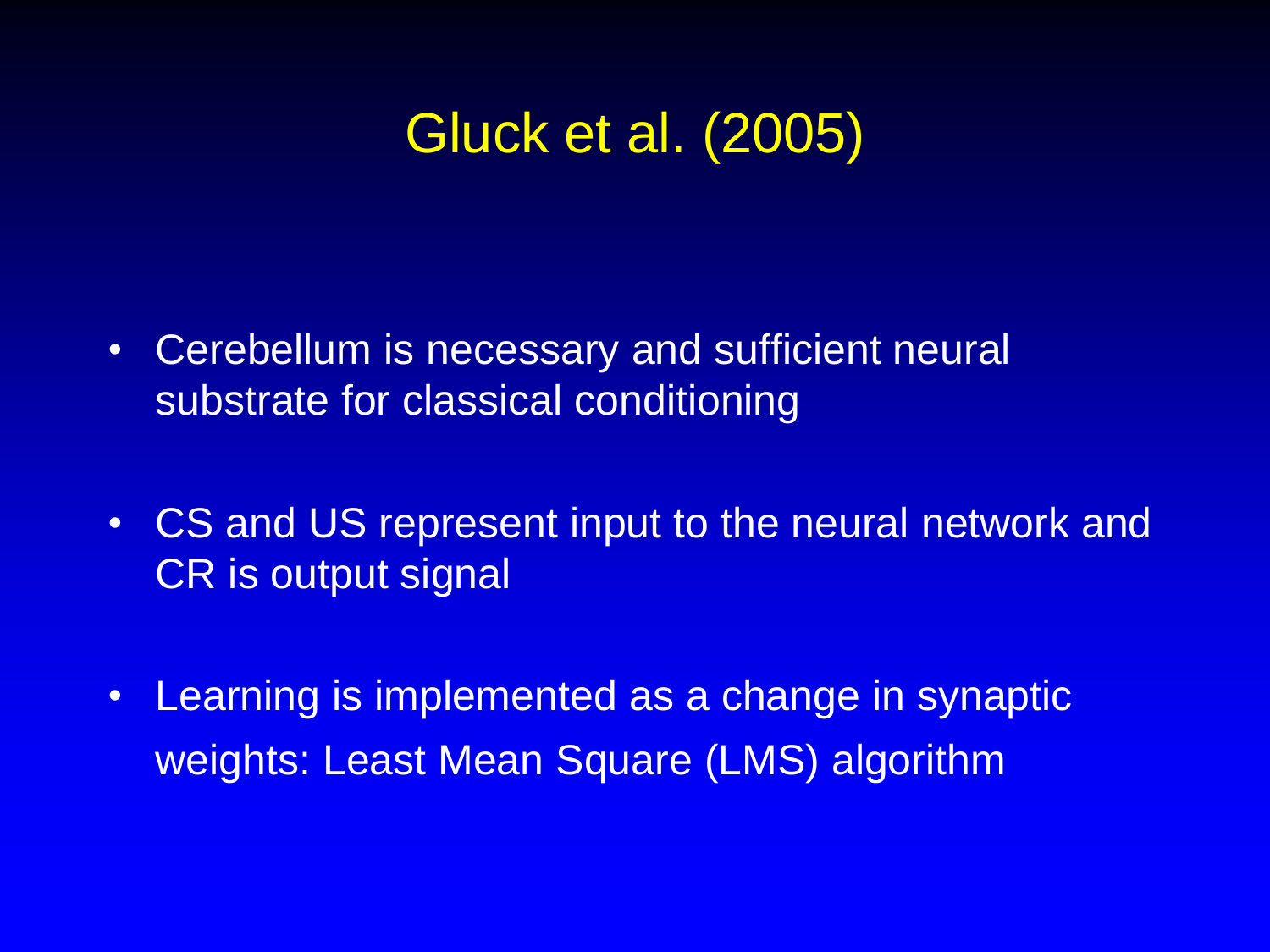# Gluck et al. (2005)

- Cerebellum is necessary and sufficient neural substrate for classical conditioning
- CS and US represent input to the neural network and CR is output signal
- Learning is implemented as a change in synaptic weights: Least Mean Square (LMS) algorithm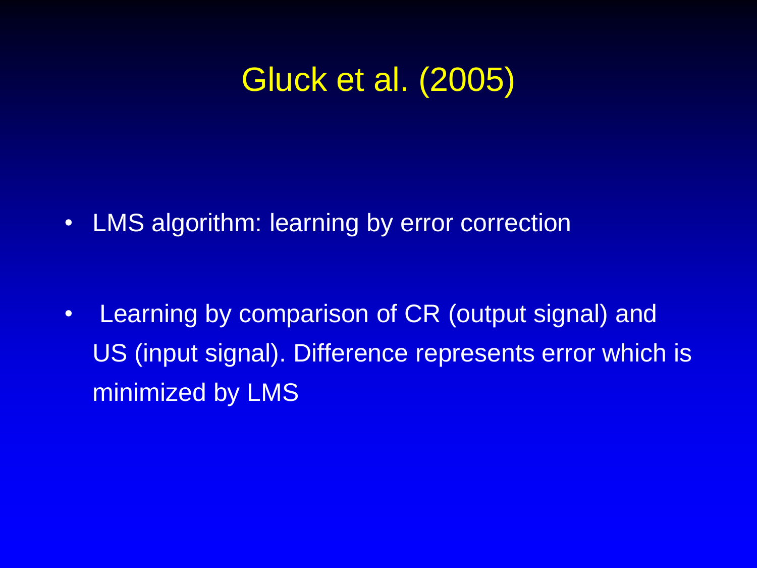# Gluck et al. (2005)

- LMS algorithm: learning by error correction
- Learning by comparison of CR (output signal) and US (input signal). Difference represents error which is minimized by LMS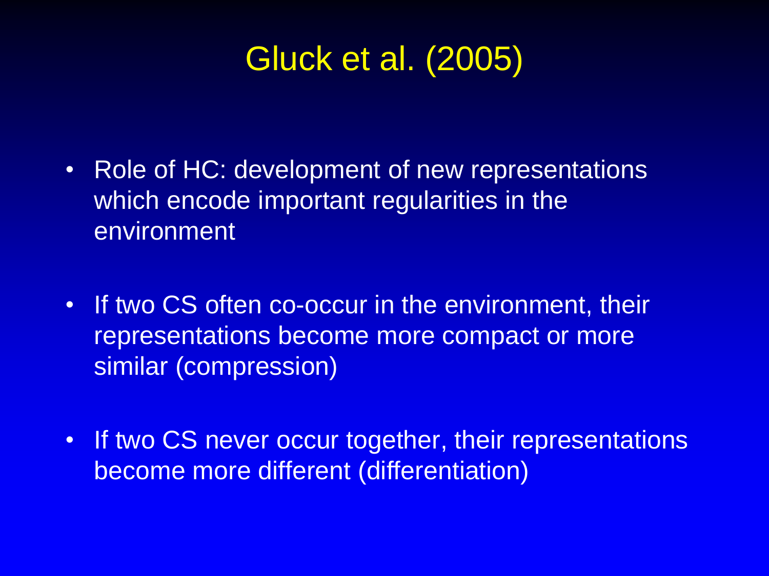# Gluck et al. (2005)

- Role of HC: development of new representations which encode important regularities in the environment
- If two CS often co-occur in the environment, their representations become more compact or more similar (compression)
- If two CS never occur together, their representations become more different (differentiation)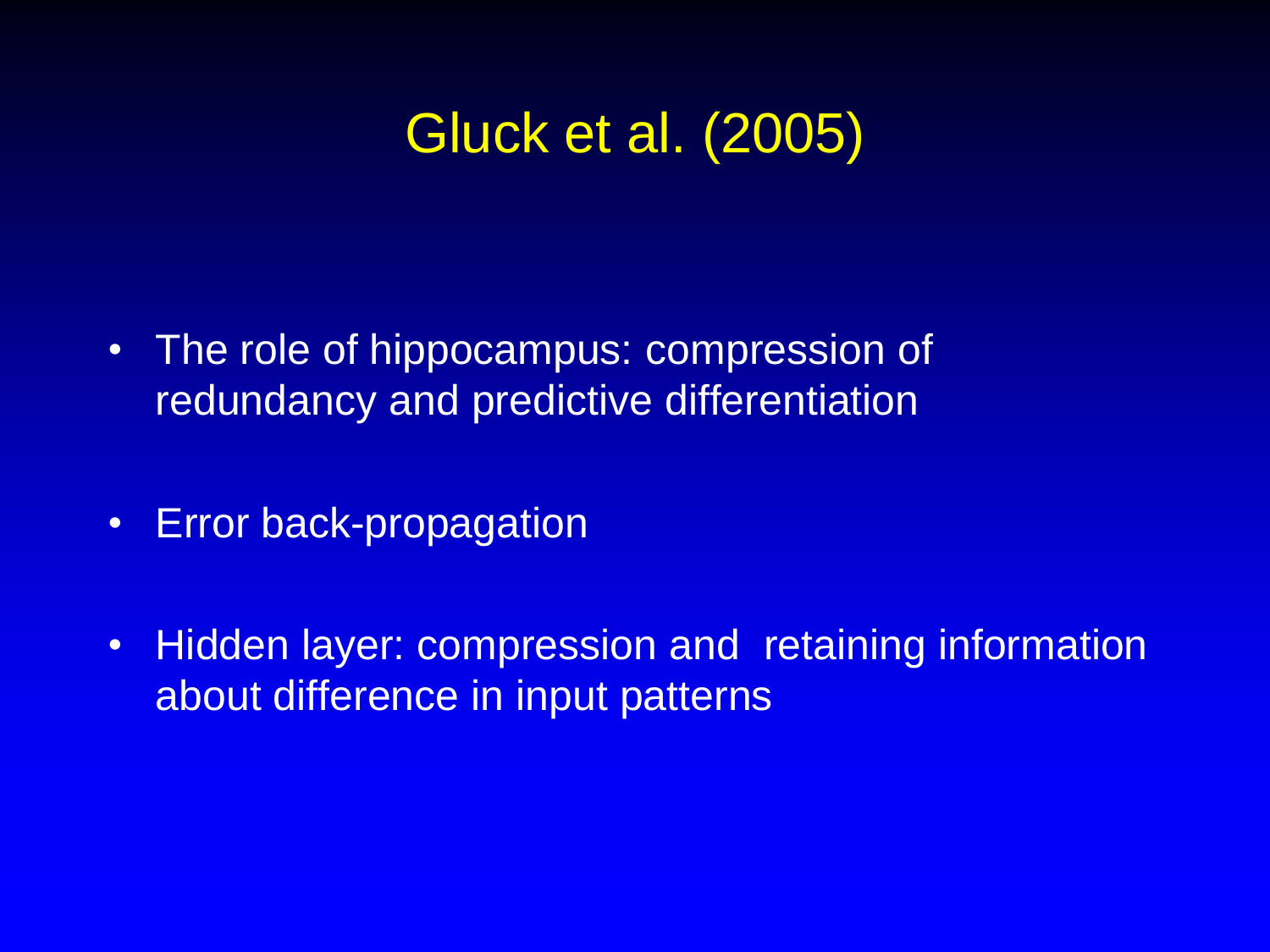# Gluck et al. (2005)

- The role of hippocampus: compression of redundancy and predictive differentiation
- Error back-propagation
- Hidden layer: compression and retaining information about difference in input patterns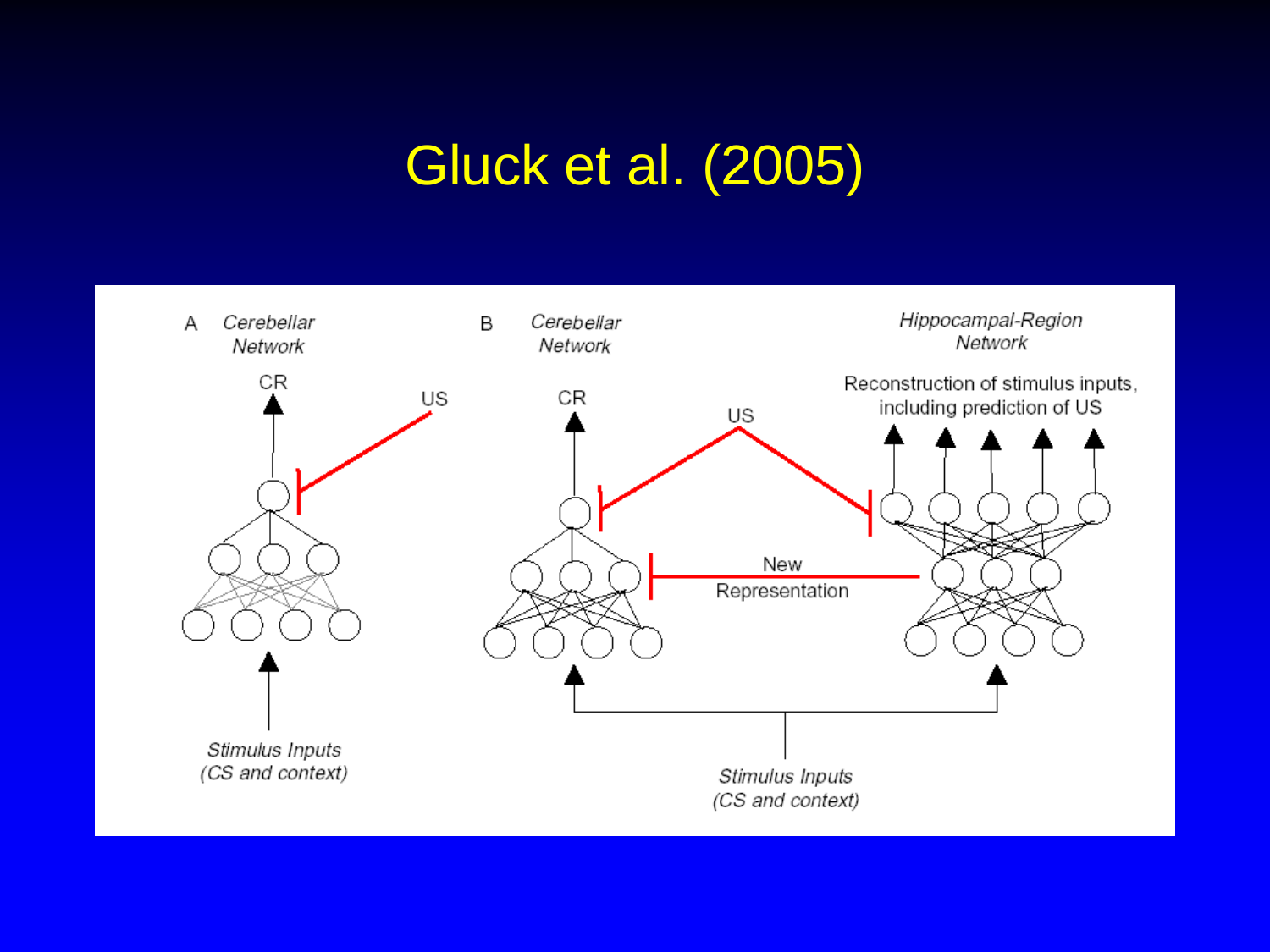# Gluck et al. (2005)

A Cerebellar Network

CR

US

Stimulus Inputs (CS and context)

B Cerebellar Network

CR

US

New Representation

Hippocampal-Region Network

Reconstruction of stimulus inputs, including prediction of US

Stimulus Inputs (CS and context)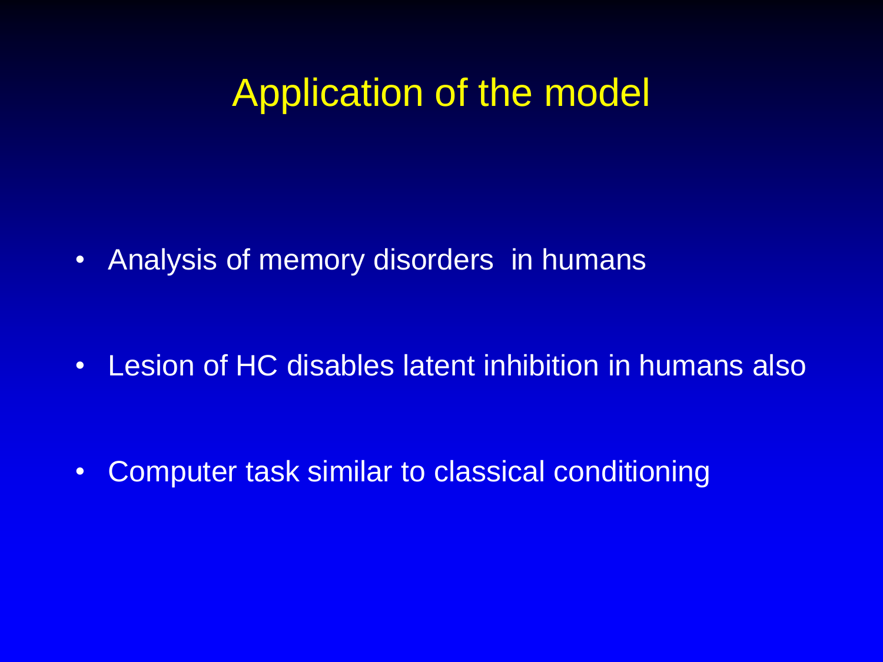# Application of the model

- Analysis of memory disorders in humans
- Lesion of HC disables latent inhibition in humans also
- Computer task similar to classical conditioning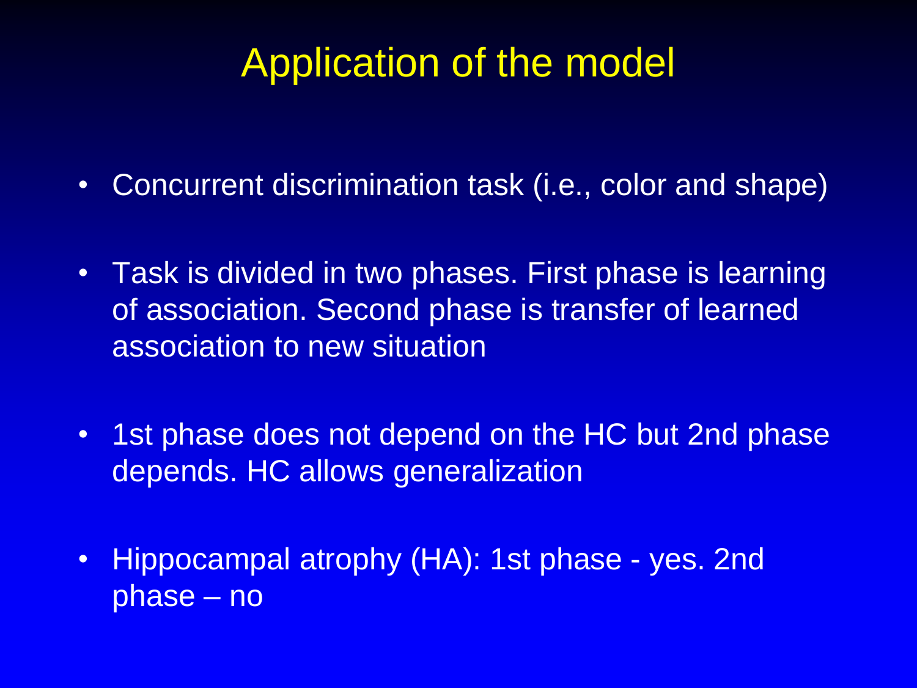# Application of the model

- Concurrent discrimination task (i.e., color and shape)
- Task is divided in two phases. First phase is learning of association. Second phase is transfer of learned association to new situation
- 1st phase does not depend on the HC but 2nd phase depends. HC allows generalization
- Hippocampal atrophy (HA): 1st phase - yes. 2nd phase – no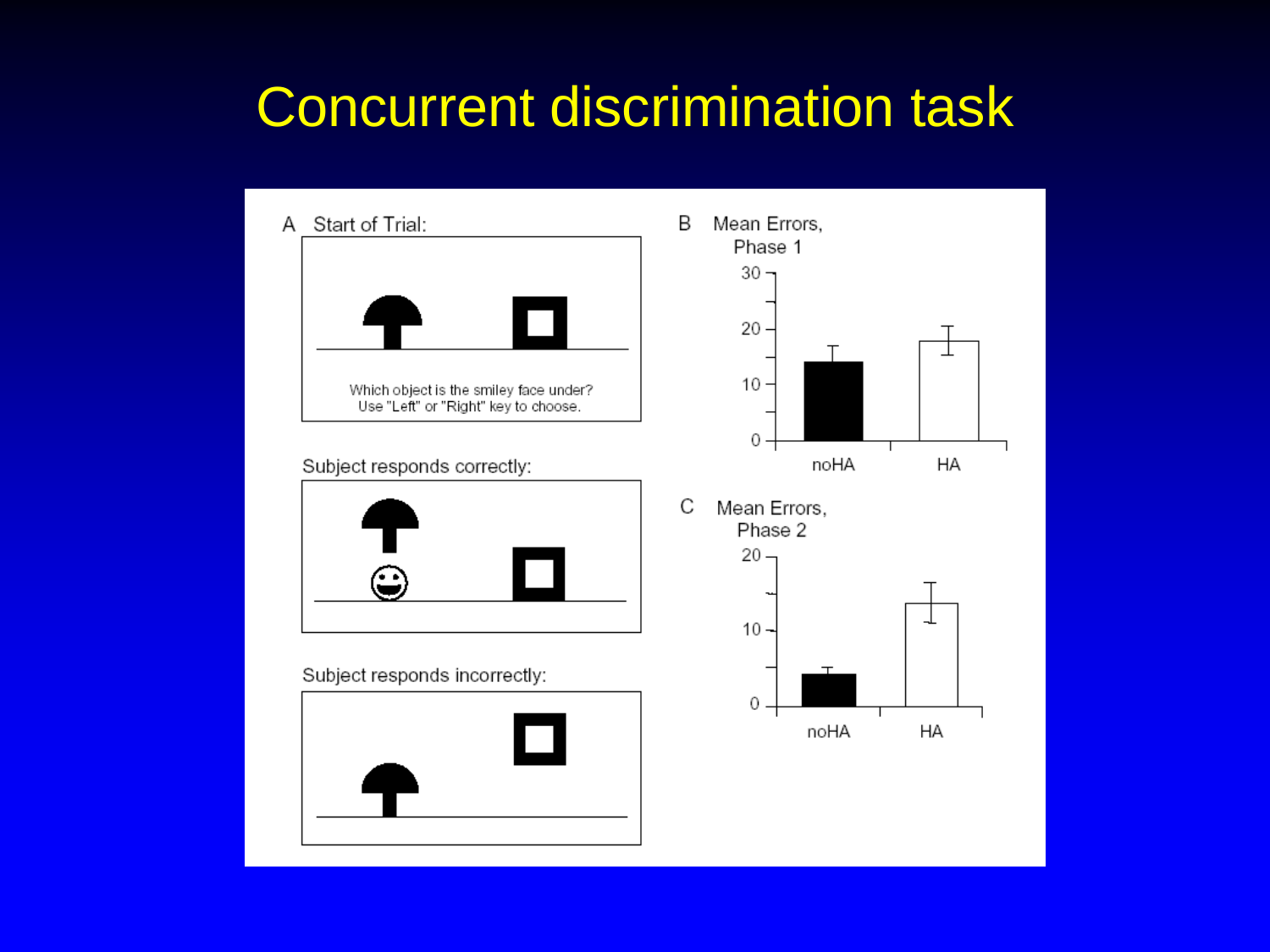# Concurrent discrimination task

A Start of Trial:

Which object is the smiley face under?
Use "Left" or "Right" key to choose.

Subject responds correctly:

Subject responds incorrectly:

B Mean Errors, Phase 1

30
20
10
0
noHA
HA

C Mean Errors, Phase 2

20
10
0
noHA
HA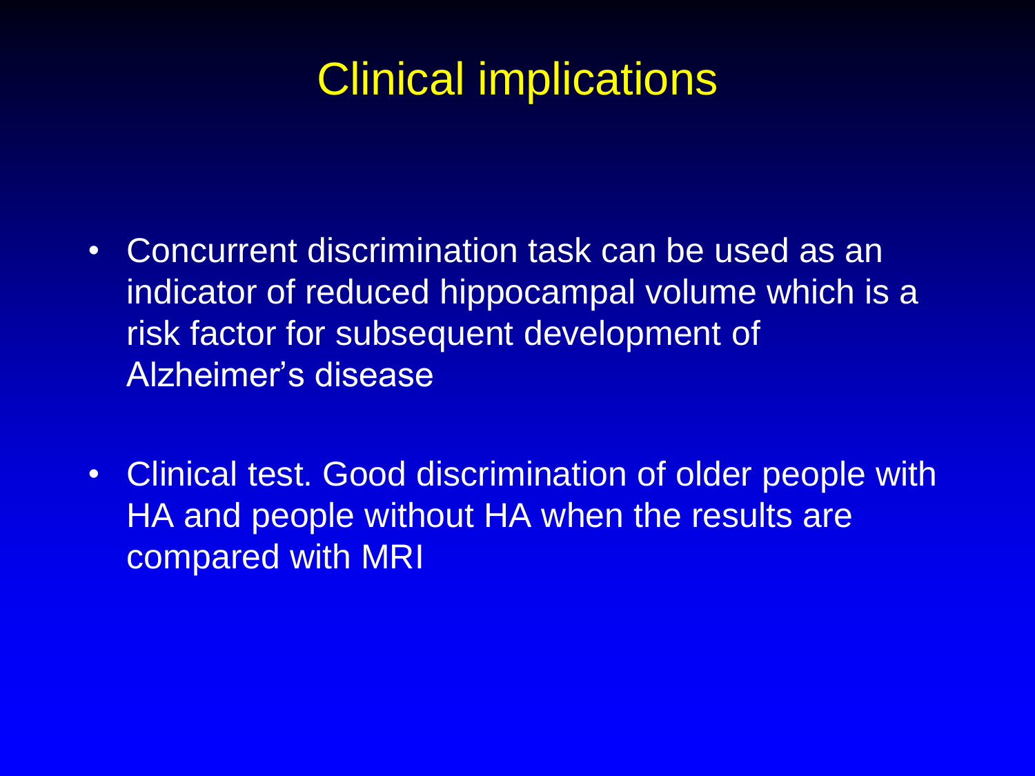# Clinical implications

- Concurrent discrimination task can be used as an indicator of reduced hippocampal volume which is a risk factor for subsequent development of Alzheimer's disease

- Clinical test. Good discrimination of older people with HA and people without HA when the results are compared with MRI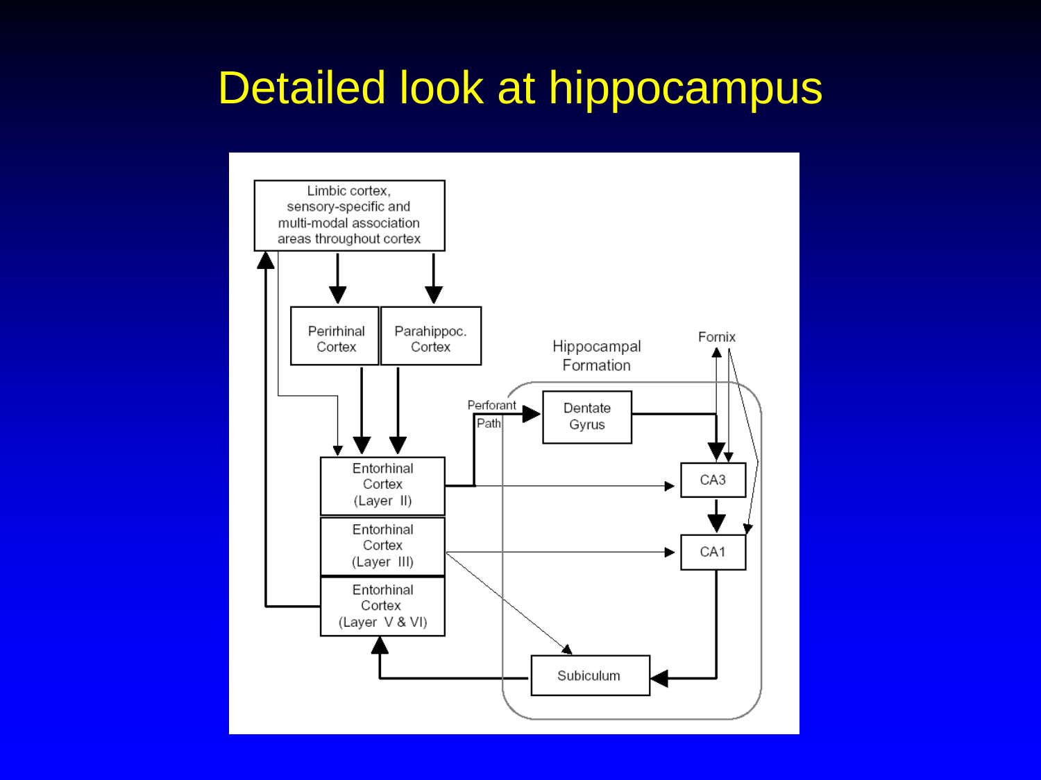# Detailed look at hippocampus

Limbic cortex, sensory-specific and multi-modal association areas throughout cortex

Perirhinal Cortex

Parahippoc. Cortex

Hippocampal Formation

Fornix

Perforant Path

Dentate Gyrus

Entorhinal Cortex (Layer II)

CA3

Entorhinal Cortex (Layer III)

CA1

Entorhinal Cortex (Layer V & VI)

Subiculum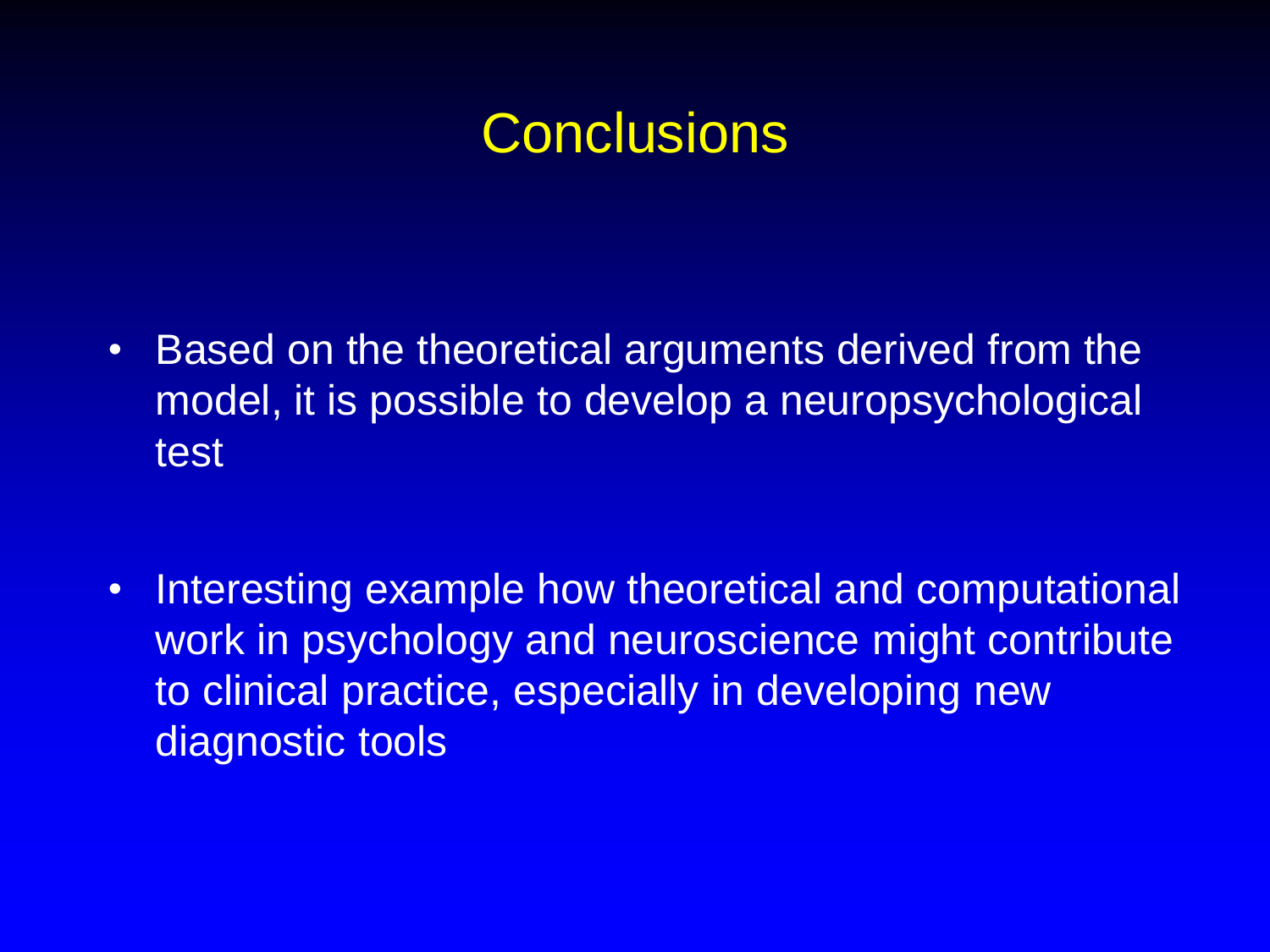# Conclusions

- Based on the theoretical arguments derived from the model, it is possible to develop a neuropsychological test
- Interesting example how theoretical and computational work in psychology and neuroscience might contribute to clinical practice, especially in developing new diagnostic tools